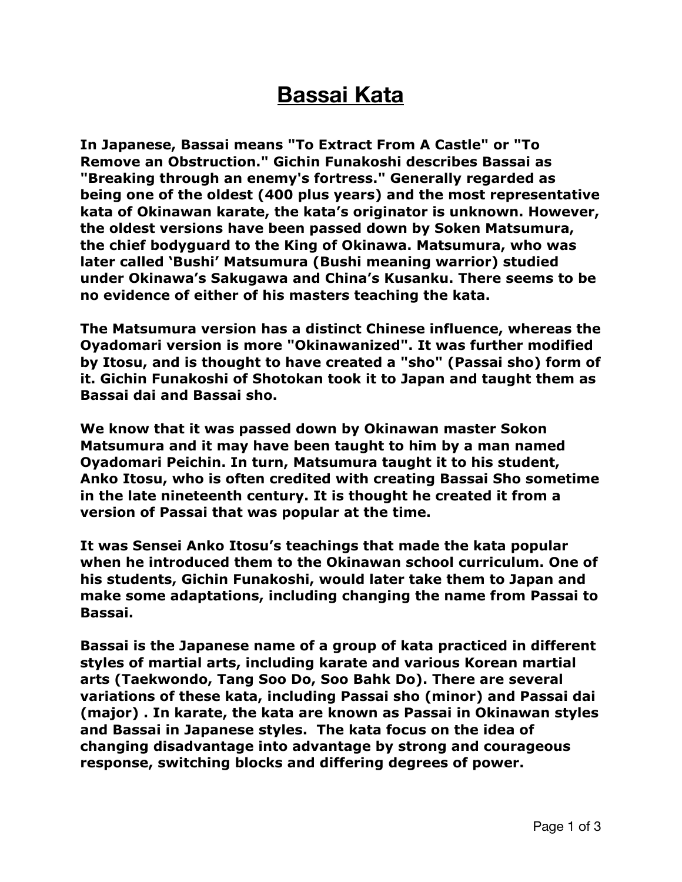# Bassai Kata

**In Japanese, Bassai means "To Extract From A Castle" or "To Remove an Obstruction." Gichin Funakoshi describes Bassai as "Breaking through an enemy's fortress." Generally regarded as being one of the oldest (400 plus years) and the most representative kata of Okinawan karate, the kata's originator is unknown. However, the oldest versions have been passed down by Soken Matsumura, the chief bodyguard to the King of Okinawa. Matsumura, who was later called 'Bushi' Matsumura (Bushi meaning warrior) studied under Okinawa's Sakugawa and China's Kusanku. There seems to be no evidence of either of his masters teaching the kata.**

**The Matsumura version has a distinct Chinese influence, whereas the Oyadomari version is more "Okinawanized". It was further modified by Itosu, and is thought to have created a "sho" (Passai sho) form of it. Gichin Funakoshi of Shotokan took it to Japan and taught them as Bassai dai and Bassai sho.**

**We know that it was passed down by Okinawan master Sokon Matsumura and it may have been taught to him by a man named Oyadomari Peichin. In turn, Matsumura taught it to his student, Anko Itosu, who is often credited with creating Bassai Sho sometime in the late nineteenth century. It is thought he created it from a version of Passai that was popular at the time.**

**It was Sensei Anko Itosu's teachings that made the kata popular when he introduced them to the Okinawan school curriculum. One of his students, Gichin Funakoshi, would later take them to Japan and make some adaptations, including changing the name from Passai to Bassai.**

**Bassai is the Japanese name of a group of kata practiced in different styles of martial arts, including karate and various Korean martial arts (Taekwondo, Tang Soo Do, Soo Bahk Do). There are several variations of these kata, including Passai sho (minor) and Passai dai (major) . In karate, the kata are known as Passai in Okinawan styles and Bassai in Japanese styles. The kata focus on the idea of changing disadvantage into advantage by strong and courageous response, switching blocks and differing degrees of power.**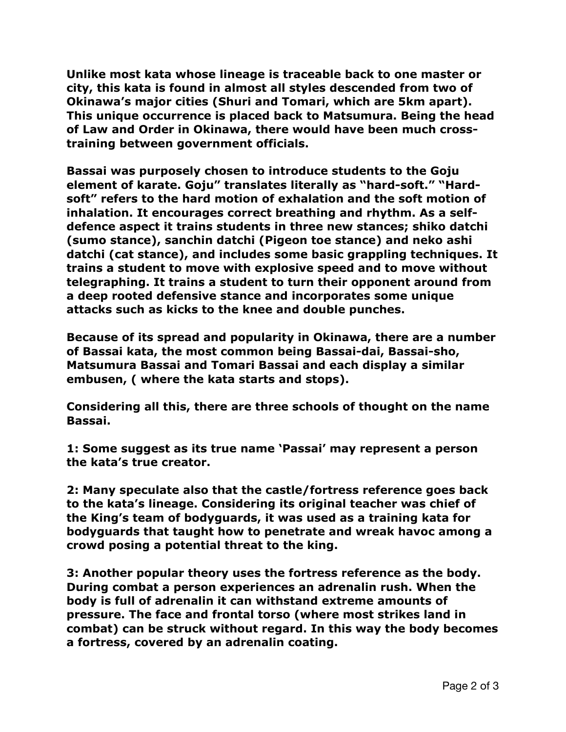**Unlike most kata whose lineage is traceable back to one master or city, this kata is found in almost all styles descended from two of Okinawa's major cities (Shuri and Tomari, which are 5km apart). This unique occurrence is placed back to Matsumura. Being the head of Law and Order in Okinawa, there would have been much cross-training between government officials.**

**Bassai was purposely chosen to introduce students to the Goju element of karate. Goju" translates literally as "hard-soft." "Hard-soft" refers to the hard motion of exhalation and the soft motion of inhalation. It encourages correct breathing and rhythm. As a self-defence aspect it trains students in three new stances; shiko datchi (sumo stance), sanchin datchi (Pigeon toe stance) and neko ashi datchi (cat stance), and includes some basic grappling techniques. It trains a student to move with explosive speed and to move without telegraphing. It trains a student to turn their opponent around from a deep rooted defensive stance and incorporates some unique attacks such as kicks to the knee and double punches.**

**Because of its spread and popularity in Okinawa, there are a number of Bassai kata, the most common being Bassai-dai, Bassai-sho, Matsumura Bassai and Tomari Bassai and each display a similar embusen, ( where the kata starts and stops).**

**Considering all this, there are three schools of thought on the name Bassai.**

**1: Some suggest as its true name 'Passai' may represent a person the kata's true creator.**

**2: Many speculate also that the castle/fortress reference goes back to the kata's lineage. Considering its original teacher was chief of the King's team of bodyguards, it was used as a training kata for bodyguards that taught how to penetrate and wreak havoc among a crowd posing a potential threat to the king.**

**3: Another popular theory uses the fortress reference as the body. During combat a person experiences an adrenalin rush. When the body is full of adrenalin it can withstand extreme amounts of pressure. The face and frontal torso (where most strikes land in combat) can be struck without regard. In this way the body becomes a fortress, covered by an adrenalin coating.**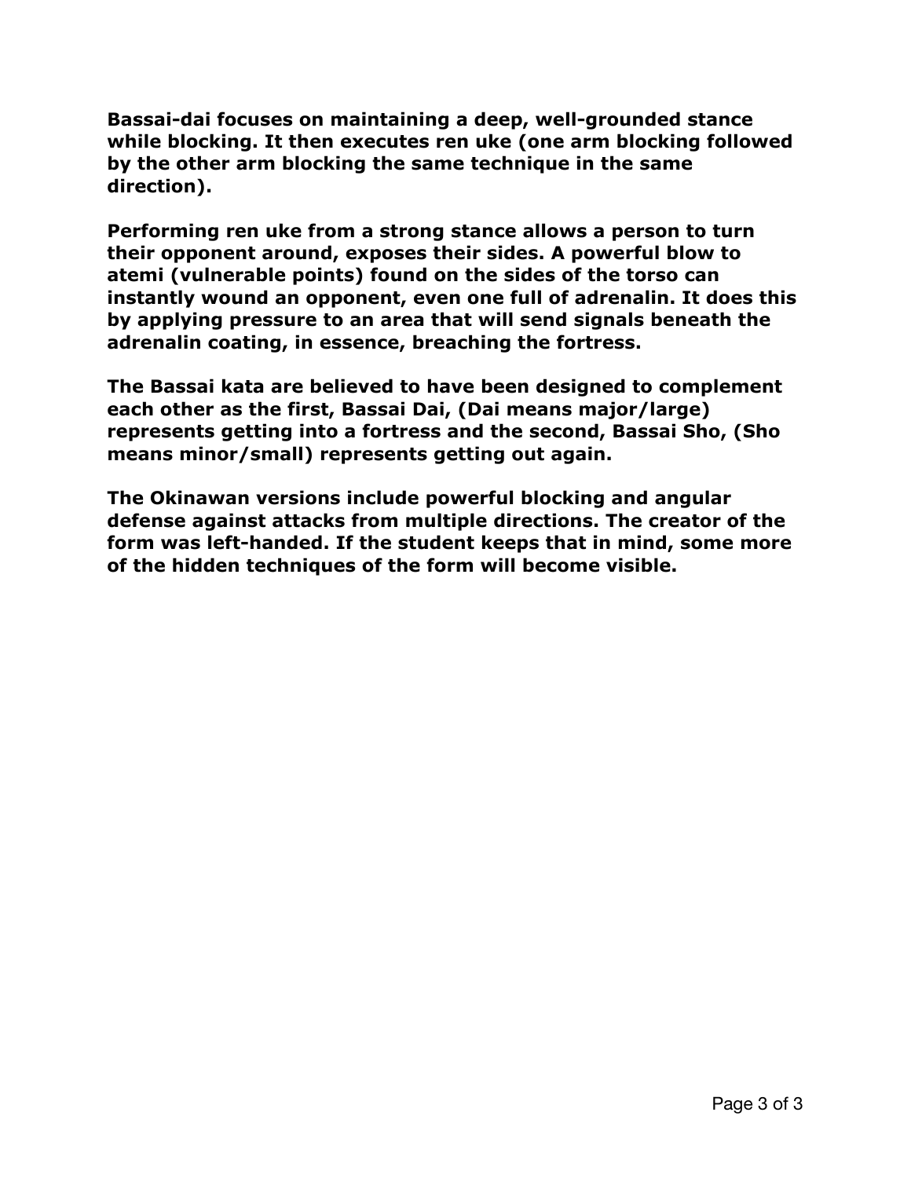**Bassai-dai focuses on maintaining a deep, well-grounded stance while blocking. It then executes ren uke (one arm blocking followed by the other arm blocking the same technique in the same direction).**

**Performing ren uke from a strong stance allows a person to turn their opponent around, exposes their sides. A powerful blow to atemi (vulnerable points) found on the sides of the torso can instantly wound an opponent, even one full of adrenalin. It does this by applying pressure to an area that will send signals beneath the adrenalin coating, in essence, breaching the fortress.**

**The Bassai kata are believed to have been designed to complement each other as the first, Bassai Dai, (Dai means major/large) represents getting into a fortress and the second, Bassai Sho, (Sho means minor/small) represents getting out again.**

**The Okinawan versions include powerful blocking and angular defense against attacks from multiple directions. The creator of the form was left-handed. If the student keeps that in mind, some more of the hidden techniques of the form will become visible.**